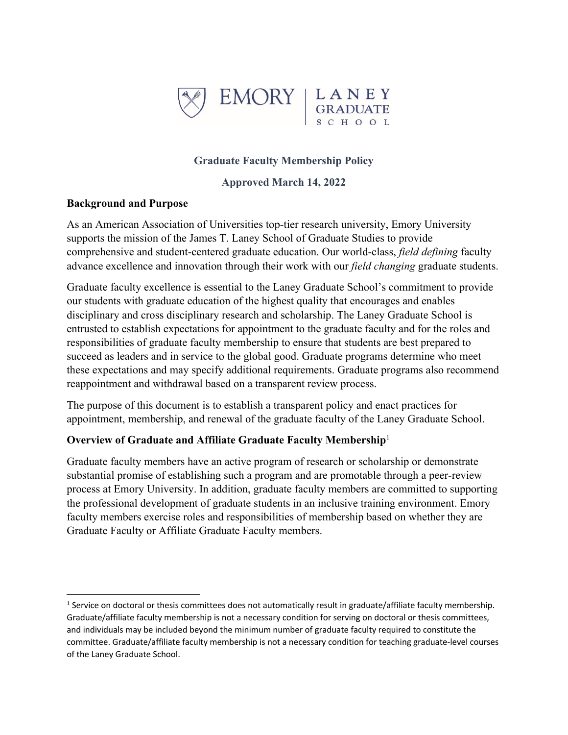# Graduate Faculty Membership Policy

**Approved March 14, 2022**

## Background and Purpose

As an American Association of Universities top-tier research university, Emory University supports the mission of the James T. Laney School of Graduate Studies to provide comprehensive and student-centered graduate education. Our world-class, *field defining* faculty advance excellence and innovation through their work with our *field changing* graduate students.

Graduate faculty excellence is essential to the Laney Graduate School's commitment to provide our students with graduate education of the highest quality that encourages and enables disciplinary and cross disciplinary research and scholarship. The Laney Graduate School is entrusted to establish expectations for appointment to the graduate faculty and for the roles and responsibilities of graduate faculty membership to ensure that students are best prepared to succeed as leaders and in service to the global good. Graduate programs determine who meet these expectations and may specify additional requirements. Graduate programs also recommend reappointment and withdrawal based on a transparent review process.

The purpose of this document is to establish a transparent policy and enact practices for appointment, membership, and renewal of the graduate faculty of the Laney Graduate School.

## Overview of Graduate and Affiliate Graduate Faculty Membership[1]

Graduate faculty members have an active program of research or scholarship or demonstrate substantial promise of establishing such a program and are promotable through a peer-review process at Emory University. In addition, graduate faculty members are committed to supporting the professional development of graduate students in an inclusive training environment. Emory faculty members exercise roles and responsibilities of membership based on whether they are Graduate Faculty or Affiliate Graduate Faculty members.

---

[1] Service on doctoral or thesis committees does not automatically result in graduate/affiliate faculty membership. Graduate/affiliate faculty membership is not a necessary condition for serving on doctoral or thesis committees, and individuals may be included beyond the minimum number of graduate faculty required to constitute the committee. Graduate/affiliate faculty membership is not a necessary condition for teaching graduate-level courses of the Laney Graduate School.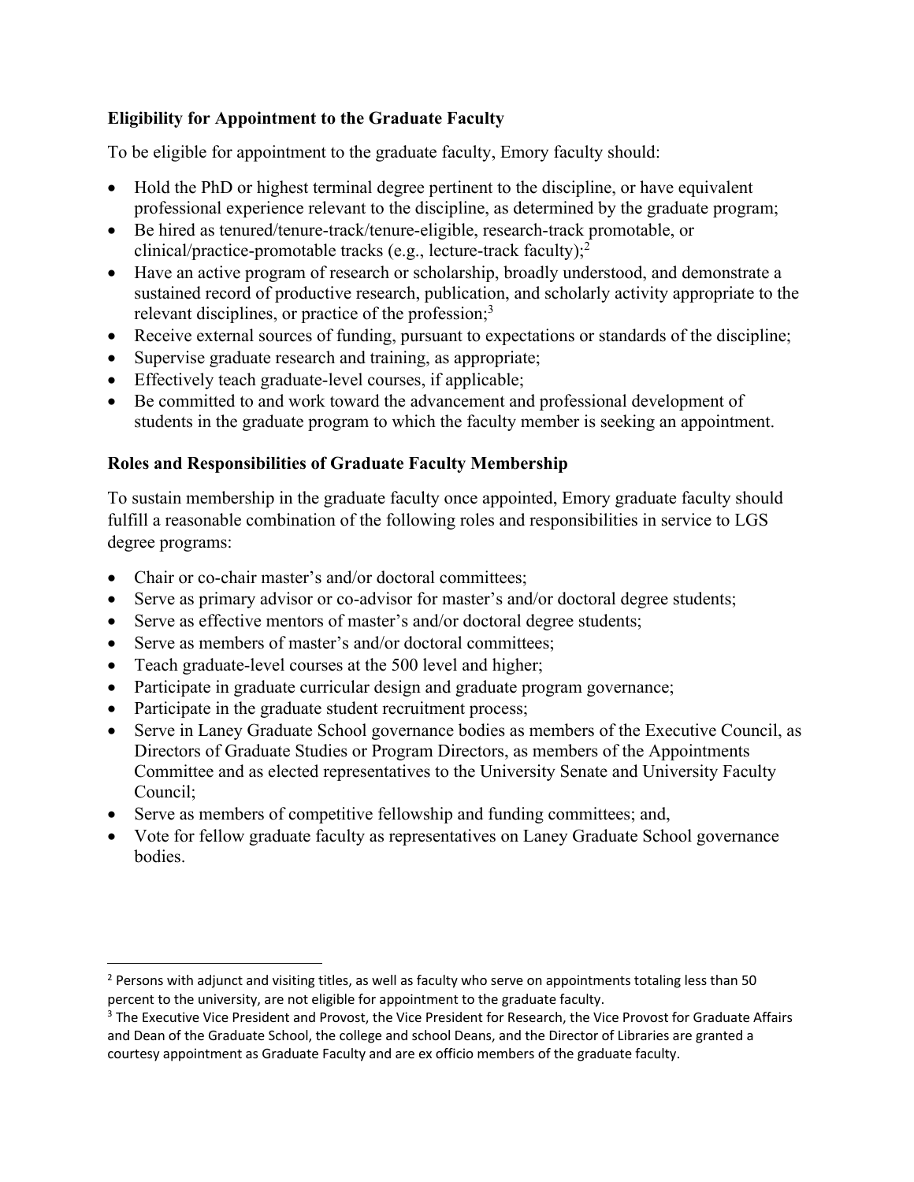### Eligibility for Appointment to the Graduate Faculty

To be eligible for appointment to the graduate faculty, Emory faculty should:

- Hold the PhD or highest terminal degree pertinent to the discipline, or have equivalent professional experience relevant to the discipline, as determined by the graduate program;
- Be hired as tenured/tenure-track/tenure-eligible, research-track promotable, or clinical/practice-promotable tracks (e.g., lecture-track faculty);[2]
- Have an active program of research or scholarship, broadly understood, and demonstrate a sustained record of productive research, publication, and scholarly activity appropriate to the relevant disciplines, or practice of the profession;[3]
- Receive external sources of funding, pursuant to expectations or standards of the discipline;
- Supervise graduate research and training, as appropriate;
- Effectively teach graduate-level courses, if applicable;
- Be committed to and work toward the advancement and professional development of students in the graduate program to which the faculty member is seeking an appointment.

### Roles and Responsibilities of Graduate Faculty Membership

To sustain membership in the graduate faculty once appointed, Emory graduate faculty should fulfill a reasonable combination of the following roles and responsibilities in service to LGS degree programs:

- Chair or co-chair master's and/or doctoral committees;
- Serve as primary advisor or co-advisor for master's and/or doctoral degree students;
- Serve as effective mentors of master's and/or doctoral degree students;
- Serve as members of master's and/or doctoral committees;
- Teach graduate-level courses at the 500 level and higher;
- Participate in graduate curricular design and graduate program governance;
- Participate in the graduate student recruitment process;
- Serve in Laney Graduate School governance bodies as members of the Executive Council, as Directors of Graduate Studies or Program Directors, as members of the Appointments Committee and as elected representatives to the University Senate and University Faculty Council;
- Serve as members of competitive fellowship and funding committees; and,
- Vote for fellow graduate faculty as representatives on Laney Graduate School governance bodies.

---

[2] Persons with adjunct and visiting titles, as well as faculty who serve on appointments totaling less than 50 percent to the university, are not eligible for appointment to the graduate faculty.

[3] The Executive Vice President and Provost, the Vice President for Research, the Vice Provost for Graduate Affairs and Dean of the Graduate School, the college and school Deans, and the Director of Libraries are granted a courtesy appointment as Graduate Faculty and are ex officio members of the graduate faculty.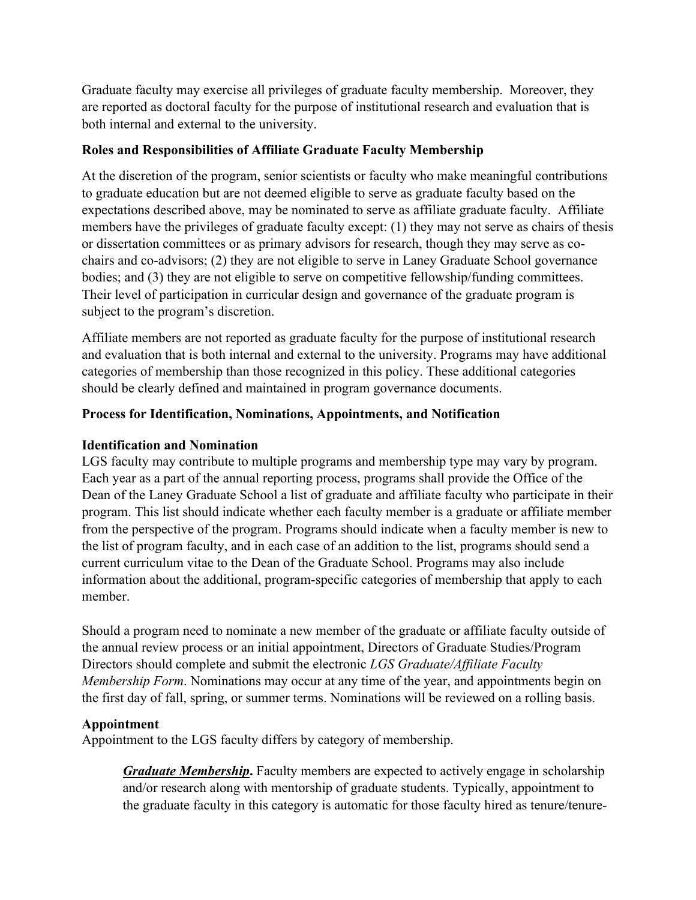Graduate faculty may exercise all privileges of graduate faculty membership. Moreover, they are reported as doctoral faculty for the purpose of institutional research and evaluation that is both internal and external to the university.

**Roles and Responsibilities of Affiliate Graduate Faculty Membership**

At the discretion of the program, senior scientists or faculty who make meaningful contributions to graduate education but are not deemed eligible to serve as graduate faculty based on the expectations described above, may be nominated to serve as affiliate graduate faculty. Affiliate members have the privileges of graduate faculty except: (1) they may not serve as chairs of thesis or dissertation committees or as primary advisors for research, though they may serve as co-chairs and co-advisors; (2) they are not eligible to serve in Laney Graduate School governance bodies; and (3) they are not eligible to serve on competitive fellowship/funding committees. Their level of participation in curricular design and governance of the graduate program is subject to the program's discretion.

Affiliate members are not reported as graduate faculty for the purpose of institutional research and evaluation that is both internal and external to the university. Programs may have additional categories of membership than those recognized in this policy. These additional categories should be clearly defined and maintained in program governance documents.

**Process for Identification, Nominations, Appointments, and Notification**

**Identification and Nomination**

LGS faculty may contribute to multiple programs and membership type may vary by program. Each year as a part of the annual reporting process, programs shall provide the Office of the Dean of the Laney Graduate School a list of graduate and affiliate faculty who participate in their program. This list should indicate whether each faculty member is a graduate or affiliate member from the perspective of the program. Programs should indicate when a faculty member is new to the list of program faculty, and in each case of an addition to the list, programs should send a current curriculum vitae to the Dean of the Graduate School. Programs may also include information about the additional, program-specific categories of membership that apply to each member.

Should a program need to nominate a new member of the graduate or affiliate faculty outside of the annual review process or an initial appointment, Directors of Graduate Studies/Program Directors should complete and submit the electronic *LGS Graduate/Affiliate Faculty Membership Form*. Nominations may occur at any time of the year, and appointments begin on the first day of fall, spring, or summer terms. Nominations will be reviewed on a rolling basis.

**Appointment**

Appointment to the LGS faculty differs by category of membership.

> ***Graduate Membership*.** Faculty members are expected to actively engage in scholarship and/or research along with mentorship of graduate students. Typically, appointment to the graduate faculty in this category is automatic for those faculty hired as tenure/tenure-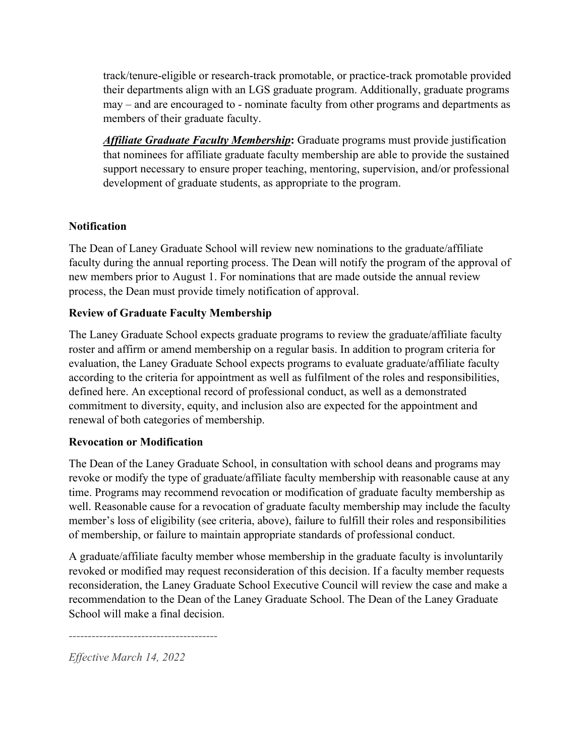track/tenure-eligible or research-track promotable, or practice-track promotable provided their departments align with an LGS graduate program. Additionally, graduate programs may – and are encouraged to - nominate faculty from other programs and departments as members of their graduate faculty.

***Affiliate Graduate Faculty Membership*:** Graduate programs must provide justification that nominees for affiliate graduate faculty membership are able to provide the sustained support necessary to ensure proper teaching, mentoring, supervision, and/or professional development of graduate students, as appropriate to the program.

**Notification**

The Dean of Laney Graduate School will review new nominations to the graduate/affiliate faculty during the annual reporting process. The Dean will notify the program of the approval of new members prior to August 1. For nominations that are made outside the annual review process, the Dean must provide timely notification of approval.

**Review of Graduate Faculty Membership**

The Laney Graduate School expects graduate programs to review the graduate/affiliate faculty roster and affirm or amend membership on a regular basis. In addition to program criteria for evaluation, the Laney Graduate School expects programs to evaluate graduate/affiliate faculty according to the criteria for appointment as well as fulfilment of the roles and responsibilities, defined here. An exceptional record of professional conduct, as well as a demonstrated commitment to diversity, equity, and inclusion also are expected for the appointment and renewal of both categories of membership.

**Revocation or Modification**

The Dean of the Laney Graduate School, in consultation with school deans and programs may revoke or modify the type of graduate/affiliate faculty membership with reasonable cause at any time. Programs may recommend revocation or modification of graduate faculty membership as well. Reasonable cause for a revocation of graduate faculty membership may include the faculty member's loss of eligibility (see criteria, above), failure to fulfill their roles and responsibilities of membership, or failure to maintain appropriate standards of professional conduct.

A graduate/affiliate faculty member whose membership in the graduate faculty is involuntarily revoked or modified may request reconsideration of this decision. If a faculty member requests reconsideration, the Laney Graduate School Executive Council will review the case and make a recommendation to the Dean of the Laney Graduate School. The Dean of the Laney Graduate School will make a final decision.

---------------------------------------

*Effective March 14, 2022*